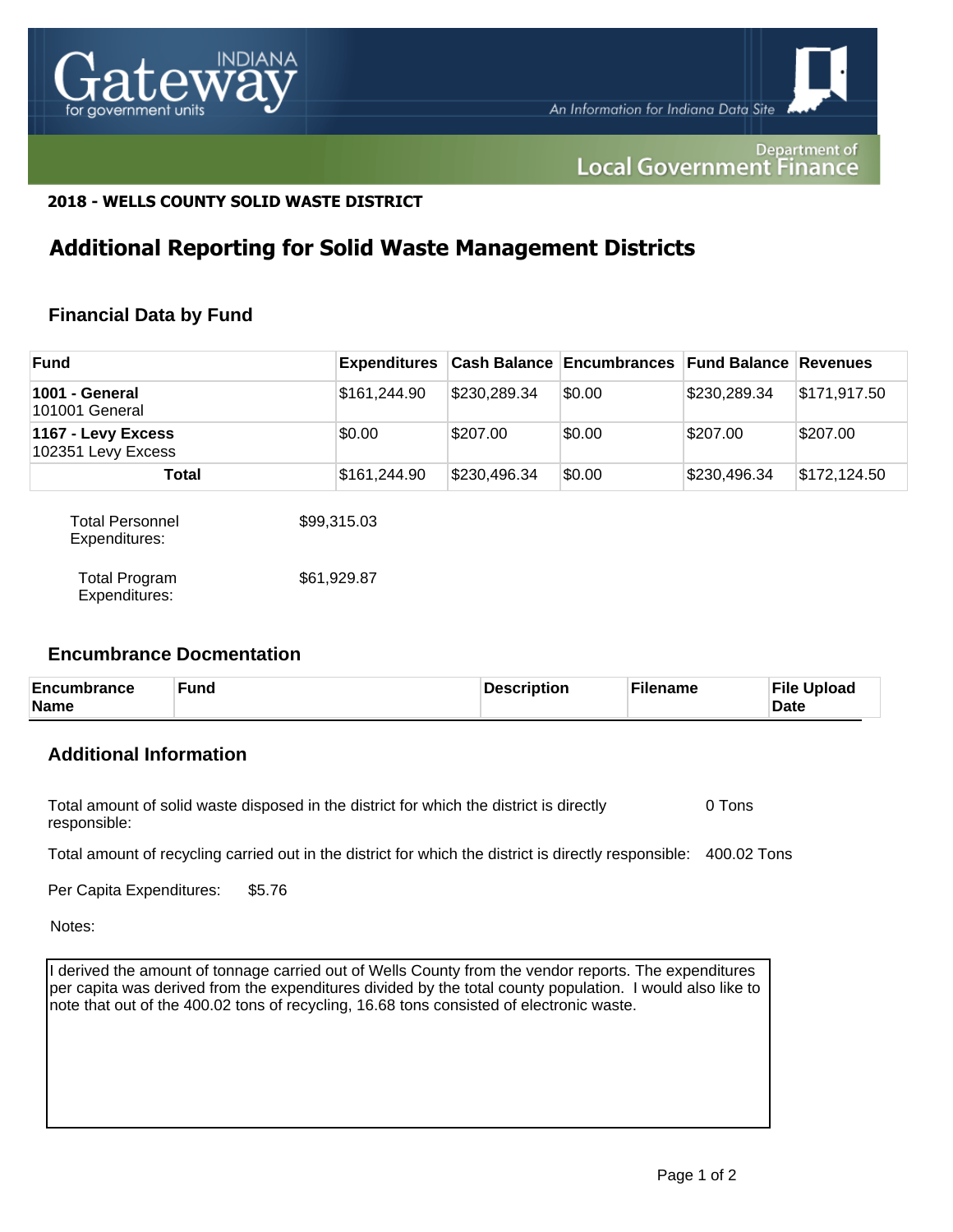**2018 - WELLS COUNTY SOLID WASTE DISTRICT**

# Additional Reporting for Solid Waste Management Districts

## Financial Data by Fund

| Fund | Expenditures | Cash Balance | Encumbrances | Fund Balance | Revenues |
|---|---|---|---|---|---|
| **1001 - General** 101001 General | $161,244.90 | $230,289.34 | $0.00 | $230,289.34 | $171,917.50 |
| **1167 - Levy Excess** 102351 Levy Excess | $0.00 | $207.00 | $0.00 | $207.00 | $207.00 |
| **Total** | $161,244.90 | $230,496.34 | $0.00 | $230,496.34 | $172,124.50 |

Total Personnel Expenditures: $99,315.03

Total Program Expenditures: $61,929.87

## Encumbrance Docmentation

| Encumbrance Name | Fund | Description | Filename | File Upload Date |
|---|---|---|---|---|

## Additional Information

Total amount of solid waste disposed in the district for which the district is directly responsible: 0 Tons

Total amount of recycling carried out in the district for which the district is directly responsible: 400.02 Tons

Per Capita Expenditures: $5.76

Notes:

I derived the amount of tonnage carried out of Wells County from the vendor reports. The expenditures per capita was derived from the expenditures divided by the total county population. I would also like to note that out of the 400.02 tons of recycling, 16.68 tons consisted of electronic waste.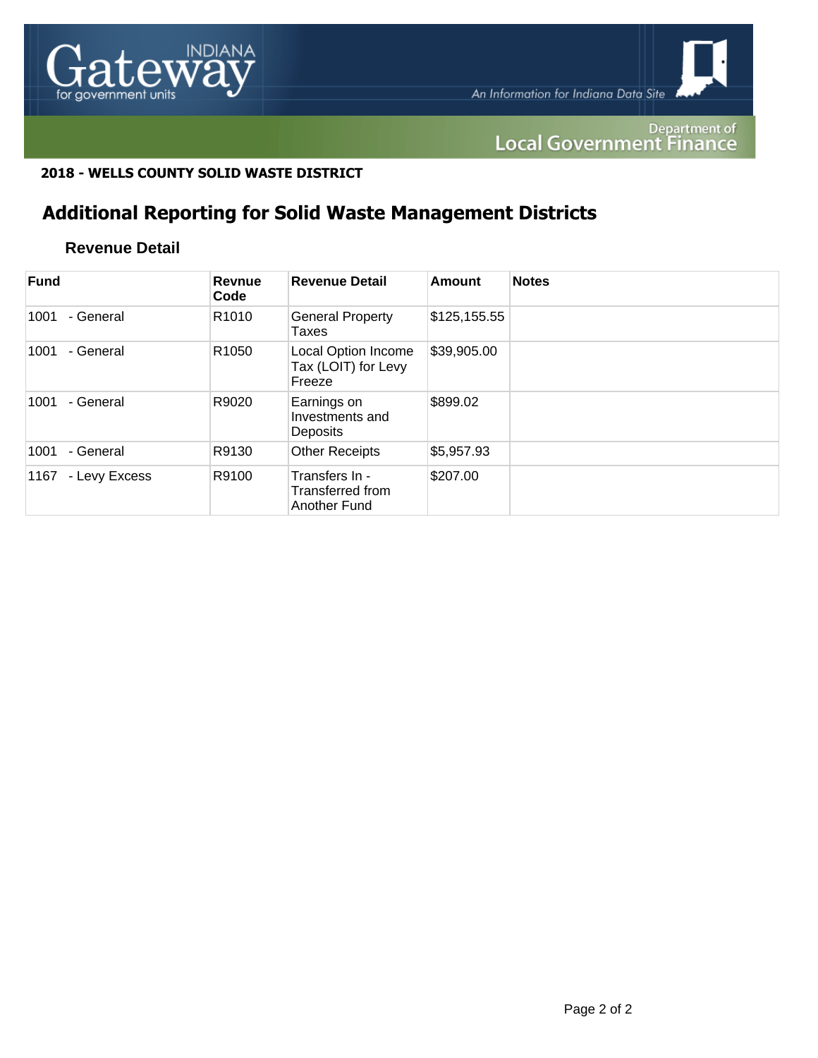**2018 - WELLS COUNTY SOLID WASTE DISTRICT**

# Additional Reporting for Solid Waste Management Districts

## Revenue Detail

| Fund | Revnue Code | Revenue Detail | Amount | Notes |
|---|---|---|---|---|
| 1001 - General | R1010 | General Property Taxes | $125,155.55 | |
| 1001 - General | R1050 | Local Option Income Tax (LOIT) for Levy Freeze | $39,905.00 | |
| 1001 - General | R9020 | Earnings on Investments and Deposits | $899.02 | |
| 1001 - General | R9130 | Other Receipts | $5,957.93 | |
| 1167 - Levy Excess | R9100 | Transfers In - Transferred from Another Fund | $207.00 | |